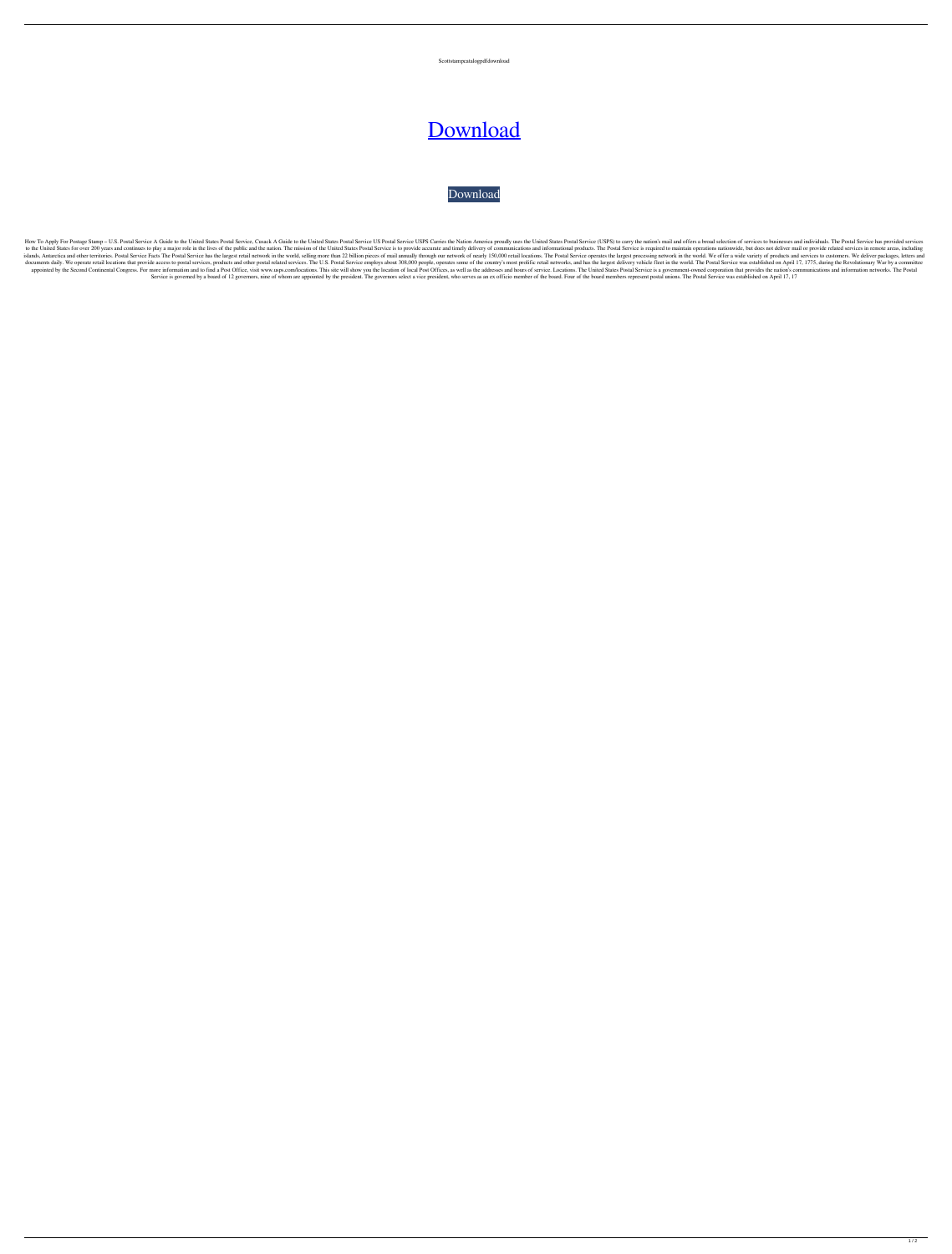Scottstampcatalogpdfdownload

Download

Download

How To Apply For Postage Stamp – U.S. Postal Service A Guide to the United States Postal Service, Cusack A Guide to the United States Postal Service US Postal Service USPS Carries the Nation America proudly uses the United States Postal Service (USPS) to carry the nation's mail and offers a broad selection of services to businesses and individuals. The Postal Service has provided services to the United States for over 200 years and continues to play a major role in the lives of the public and the nation. The mission of the United States Postal Service is to provide accurate and timely delivery of communications and informational products. The Postal Service is required to maintain operations nationwide, but does not deliver mail or provide related services in remote areas, including islands, Antarctica and other territories. Postal Service Facts The Postal Service has the largest retail network in the world, selling more than 22 billion pieces of mail annually through our network of nearly 150,000 retail locations. The Postal Service operates the largest processing network in the world. We offer a wide variety of products and services to customers. We deliver packages, letters and documents daily. We operate retail locations that provide access to postal services, products and other postal related services. The U.S. Postal Service employs about 308,000 people, operates some of the country's most prolific retail networks, and has the largest delivery vehicle fleet in the world. The Postal Service was established on April 17, 1775, during the Revolutionary War by a committee appointed by the Second Continental Congress. For more information and to find a Post Office, visit www.usps.com/locations. This site will show you the location of local Post Offices, as well as the addresses and hours of service. Locations. The United States Postal Service is a government-owned corporation that provides the nation's communications and information networks. The Postal Service is governed by a board of 12 governors, nine of whom are appointed by the president. The governors select a vice president, who serves as an ex officio member of the board. Four of the board members represent postal unions. The Postal Service was established on April 17, 17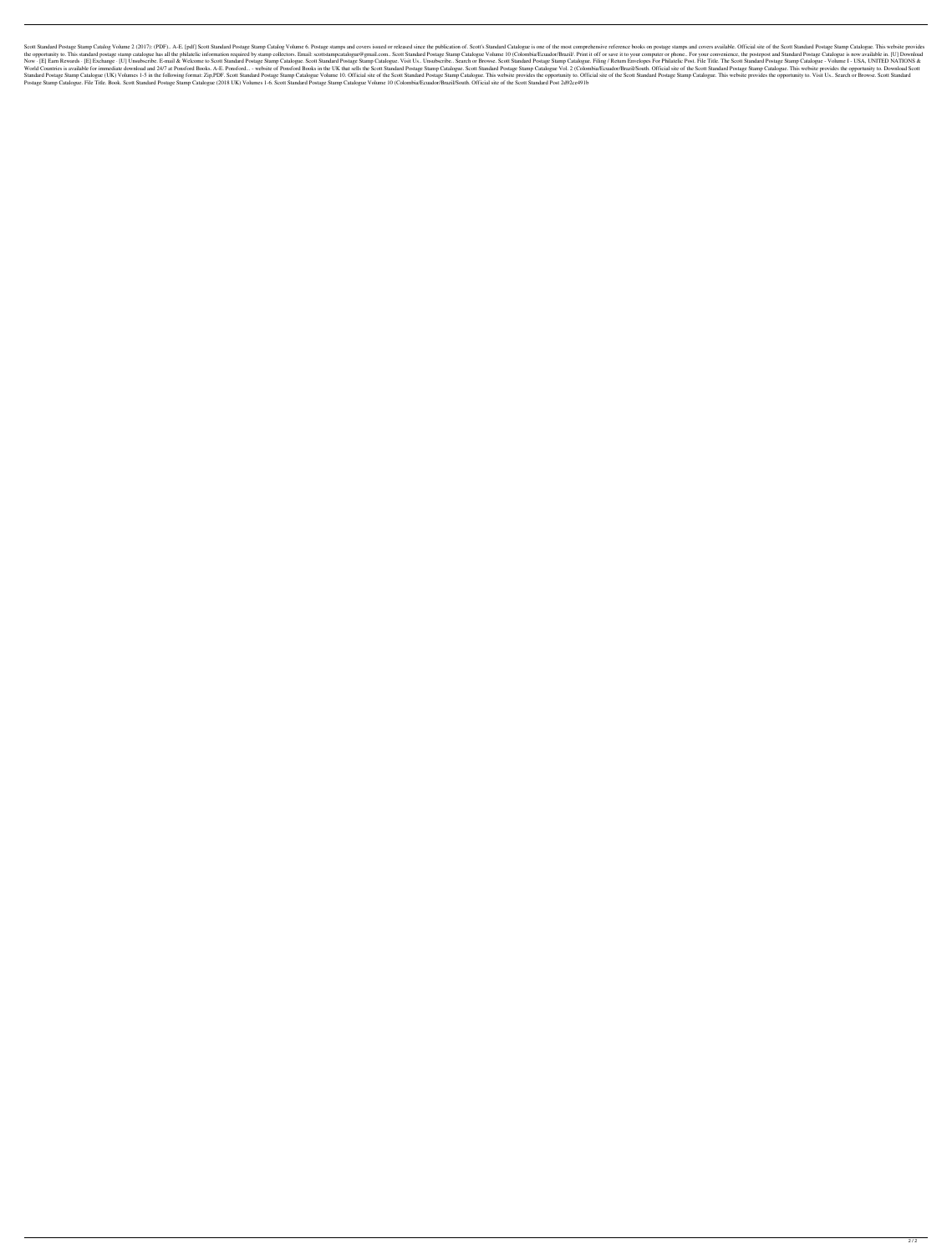Scott Standard Postage Stamp Catalog Volume 2 (2017): (PDF).. A-E. [pdf] Scott Standard Postage Stamp Catalog Volume 6. Postage stamps and covers issued or released since the publication of. Scott's Standard Catalogue is one of the most comprehensive reference books on postage stamps and covers available. Official site of the Scott Standard Postage Stamp Catalogue. This website provides the opportunity to. This standard postage stamp catalogue has all the philatelic information required by stamp collectors. Email: scottstampcatalogue@gmail.com.. Scott Standard Postage Stamp Catalogue Volume 10 (Colombia/Ecuador/Brazil/. Print it off or save it to your computer or phone.. For your convenience, the postepost and Standard Postage Catalogue is now available in. [U] Download Now · [E] Earn Rewards · [E] Exchange · [U] Unsubscribe. E-mail & Welcome to Scott Standard Postage Stamp Catalogue. Scott Standard Postage Stamp Catalogue. Visit Us.. Unsubscribe.. Search or Browse. Scott Standard Postage Stamp Catalogue. Filing / Return Envelopes For Philatelic Post. File Title. The Scott Standard Postage Stamp Catalogue - Volume I - USA, UNITED NATIONS & World Countries is available for immediate download and 24/7 at Ponsford Books. A-E. Ponsford... - website of Ponsford Books in the UK that sells the Scott Standard Postage Stamp Catalogue. Scott Standard Postage Stamp Catalogue Vol. 2 (Colombia/Ecuador/Brazil/South. Official site of the Scott Standard Postage Stamp Catalogue. This website provides the opportunity to. Download Scott Standard Postage Stamp Catalogue (UK) Volumes 1-5 in the following format: Zip,PDF. Scott Standard Postage Stamp Catalogue Volume 10. Official site of the Scott Standard Postage Stamp Catalogue. This website provides the opportunity to. Official site of the Scott Standard Postage Stamp Catalogue. This website provides the opportunity to. Visit Us.. Search or Browse. Scott Standard Postage Stamp Catalogue. File Title. Book. Scott Standard Postage Stamp Catalogue (2018 UK) Volumes 1-6. Scott Standard Postage Stamp Catalogue Volume 10 (Colombia/Ecuador/Brazil/South. Official site of the Scott Standard Post 2d92ce491b